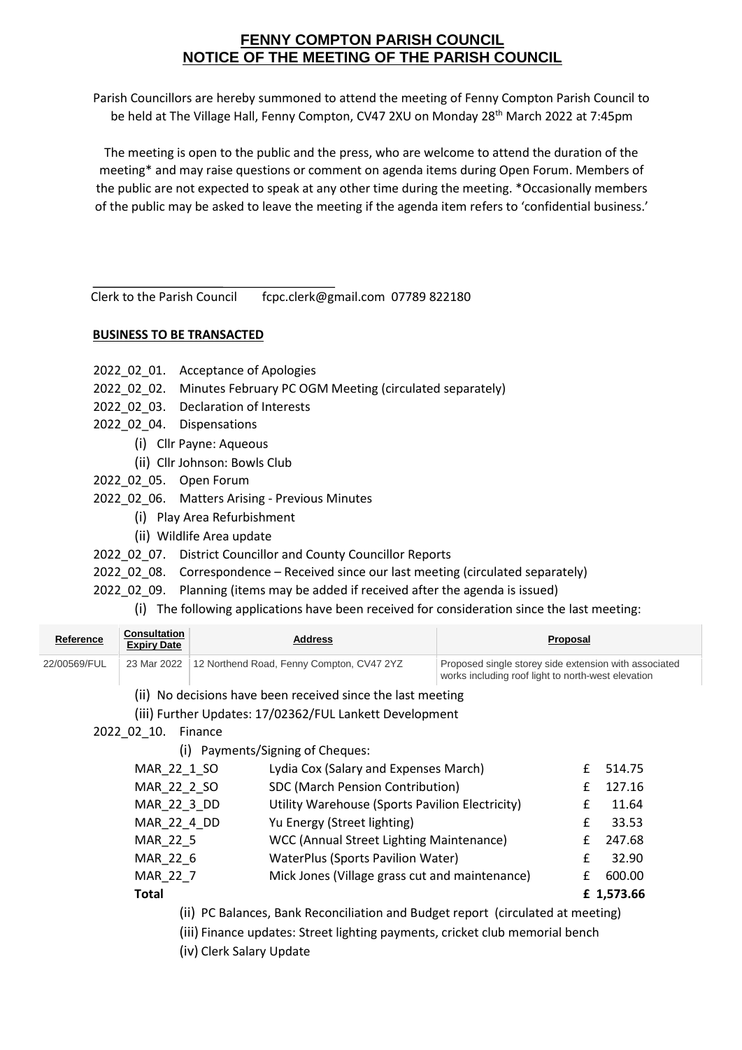# FENNY COMPTON PARISH COUNCIL
# NOTICE OF THE MEETING OF THE PARISH COUNCIL

Parish Councillors are hereby summoned to attend the meeting of Fenny Compton Parish Council to be held at The Village Hall, Fenny Compton, CV47 2XU on Monday 28th March 2022 at 7:45pm

The meeting is open to the public and the press, who are welcome to attend the duration of the meeting* and may raise questions or comment on agenda items during Open Forum. Members of the public are not expected to speak at any other time during the meeting. *Occasionally members of the public may be asked to leave the meeting if the agenda item refers to 'confidential business.'

Clerk to the Parish Council    fcpc.clerk@gmail.com  07789 822180

**BUSINESS TO BE TRANSACTED**

2022_02_01. Acceptance of Apologies

2022_02_02. Minutes February PC OGM Meeting (circulated separately)

2022_02_03. Declaration of Interests

2022_02_04. Dispensations

- (i) Cllr Payne: Aqueous
- (ii) Cllr Johnson: Bowls Club

2022_02_05. Open Forum

2022_02_06. Matters Arising - Previous Minutes

- (i) Play Area Refurbishment
- (ii) Wildlife Area update

2022_02_07. District Councillor and County Councillor Reports

2022_02_08. Correspondence – Received since our last meeting (circulated separately)

2022_02_09. Planning (items may be added if received after the agenda is issued)

- (i) The following applications have been received for consideration since the last meeting:

| Reference | Consultation Expiry Date | Address | Proposal |
|---|---|---|---|
| 22/00569/FUL | 23 Mar 2022 | 12 Northend Road, Fenny Compton, CV47 2YZ | Proposed single storey side extension with associated works including roof light to north-west elevation |

- (ii) No decisions have been received since the last meeting
- (iii) Further Updates: 17/02362/FUL Lankett Development

2022_02_10. Finance

- (i) Payments/Signing of Cheques:

| | | |
|---|---|---|
| MAR_22_1_SO | Lydia Cox (Salary and Expenses March) | £ 514.75 |
| MAR_22_2_SO | SDC (March Pension Contribution) | £ 127.16 |
| MAR_22_3_DD | Utility Warehouse (Sports Pavilion Electricity) | £ 11.64 |
| MAR_22_4_DD | Yu Energy (Street lighting) | £ 33.53 |
| MAR_22_5 | WCC (Annual Street Lighting Maintenance) | £ 247.68 |
| MAR_22_6 | WaterPlus (Sports Pavilion Water) | £ 32.90 |
| MAR_22_7 | Mick Jones (Village grass cut and maintenance) | £ 600.00 |
| **Total** | | **£ 1,573.66** |

- (ii) PC Balances, Bank Reconciliation and Budget report (circulated at meeting)
- (iii) Finance updates: Street lighting payments, cricket club memorial bench
- (iv) Clerk Salary Update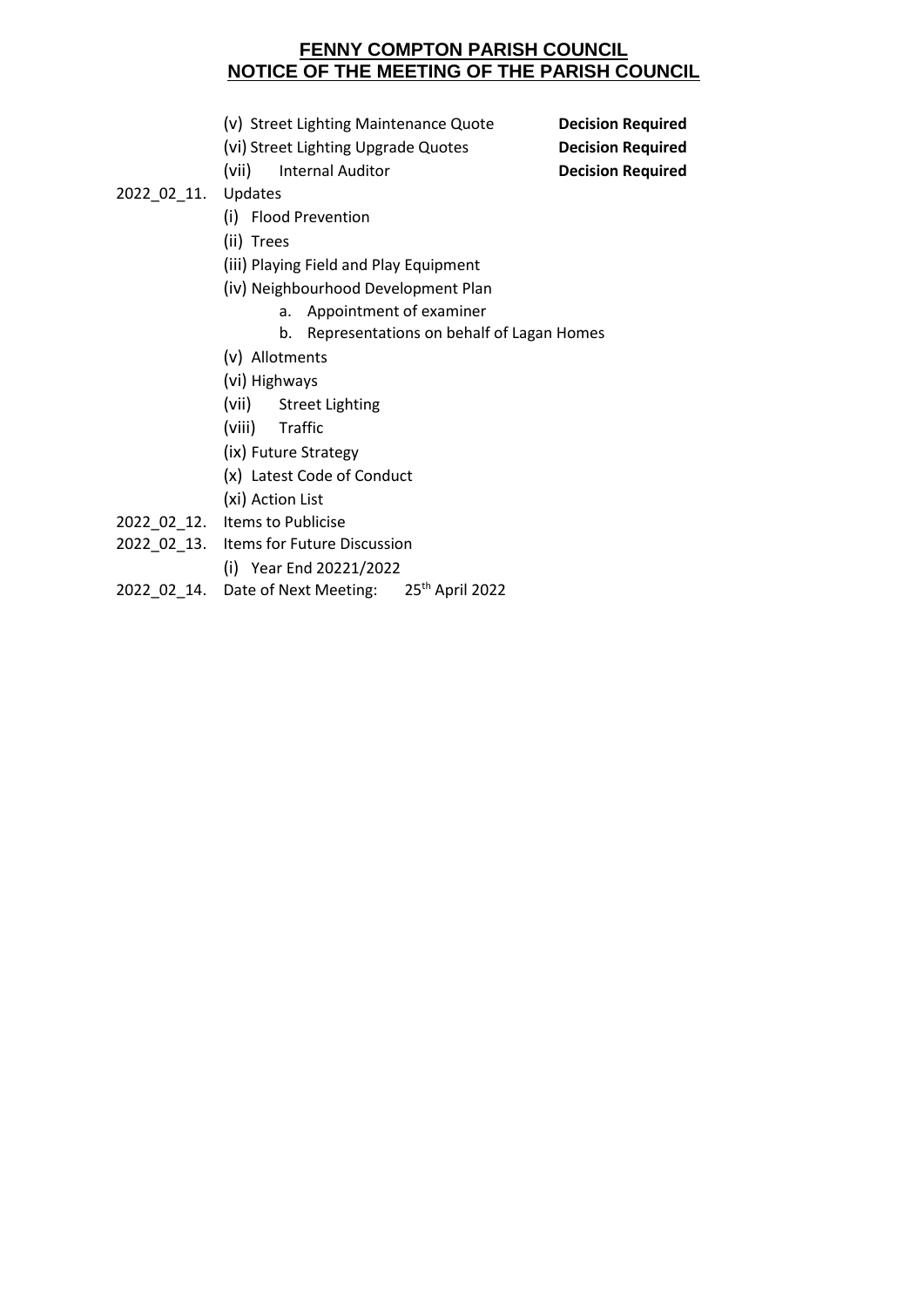**FENNY COMPTON PARISH COUNCIL**
**NOTICE OF THE MEETING OF THE PARISH COUNCIL**

| | | |
|---|---|---|
| | (v) Street Lighting Maintenance Quote | **Decision Required** |
| | (vi) Street Lighting Upgrade Quotes | **Decision Required** |
| | (vii) Internal Auditor | **Decision Required** |
| 2022_02_11. | Updates | |
| | (i) Flood Prevention | |
| | (ii) Trees | |
| | (iii) Playing Field and Play Equipment | |
| | (iv) Neighbourhood Development Plan | |
| | a. Appointment of examiner | |
| | b. Representations on behalf of Lagan Homes | |
| | (v) Allotments | |
| | (vi) Highways | |
| | (vii) Street Lighting | |
| | (viii) Traffic | |
| | (ix) Future Strategy | |
| | (x) Latest Code of Conduct | |
| | (xi) Action List | |
| 2022_02_12. | Items to Publicise | |
| 2022_02_13. | Items for Future Discussion | |
| | (i) Year End 20221/2022 | |
| 2022_02_14. | Date of Next Meeting: 25th April 2022 | |